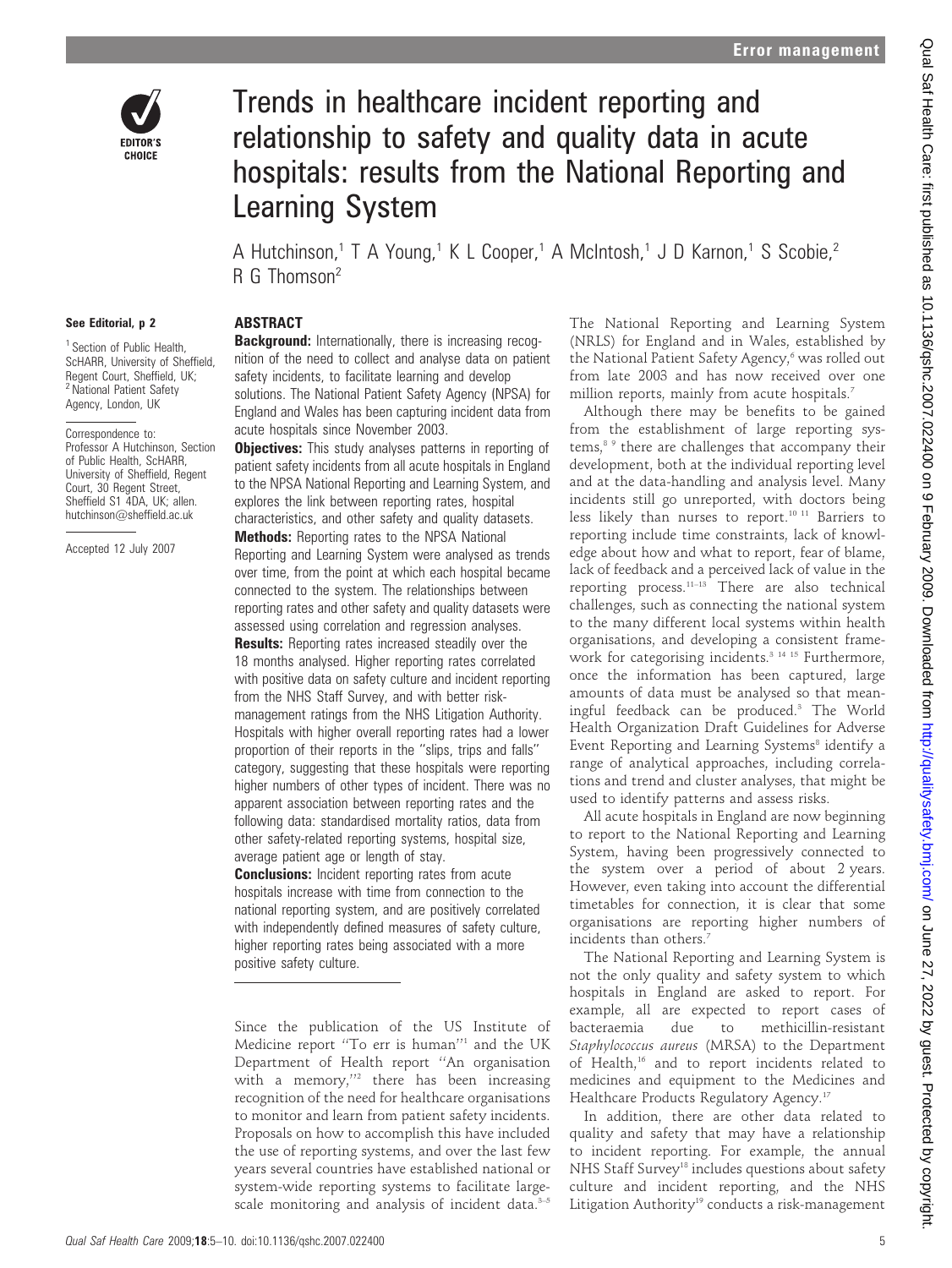# Trends in healthcare incident reporting and relationship to safety and quality data in acute hospitals: results from the National Reporting and Learning System

A Hutchinson,[1] T A Young,[1] K L Cooper,[1] A McIntosh,[1] J D Karnon,[1] S Scobie,[2] R G Thomson[2]

**See Editorial, p 2**

[1] Section of Public Health, ScHARR, University of Sheffield, Regent Court, Sheffield, UK; [2] National Patient Safety Agency, London, UK

Correspondence to: Professor A Hutchinson, Section of Public Health, ScHARR, University of Sheffield, Regent Court, 30 Regent Street, Sheffield S1 4DA, UK; allen.hutchinson@sheffield.ac.uk

Accepted 12 July 2007

## ABSTRACT

**Background:** Internationally, there is increasing recognition of the need to collect and analyse data on patient safety incidents, to facilitate learning and develop solutions. The National Patient Safety Agency (NPSA) for England and Wales has been capturing incident data from acute hospitals since November 2003.

**Objectives:** This study analyses patterns in reporting of patient safety incidents from all acute hospitals in England to the NPSA National Reporting and Learning System, and explores the link between reporting rates, hospital characteristics, and other safety and quality datasets.

**Methods:** Reporting rates to the NPSA National Reporting and Learning System were analysed as trends over time, from the point at which each hospital became connected to the system. The relationships between reporting rates and other safety and quality datasets were assessed using correlation and regression analyses.

**Results:** Reporting rates increased steadily over the 18 months analysed. Higher reporting rates correlated with positive data on safety culture and incident reporting from the NHS Staff Survey, and with better risk-management ratings from the NHS Litigation Authority. Hospitals with higher overall reporting rates had a lower proportion of their reports in the "slips, trips and falls" category, suggesting that these hospitals were reporting higher numbers of other types of incident. There was no apparent association between reporting rates and the following data: standardised mortality ratios, data from other safety-related reporting systems, hospital size, average patient age or length of stay.

**Conclusions:** Incident reporting rates from acute hospitals increase with time from connection to the national reporting system, and are positively correlated with independently defined measures of safety culture, higher reporting rates being associated with a more positive safety culture.

Since the publication of the US Institute of Medicine report "To err is human"[1] and the UK Department of Health report "An organisation with a memory,"[2] there has been increasing recognition of the need for healthcare organisations to monitor and learn from patient safety incidents. Proposals on how to accomplish this have included the use of reporting systems, and over the last few years several countries have established national or system-wide reporting systems to facilitate large-scale monitoring and analysis of incident data.[3–5]

The National Reporting and Learning System (NRLS) for England and in Wales, established by the National Patient Safety Agency,[6] was rolled out from late 2003 and has now received over one million reports, mainly from acute hospitals.[7]

Although there may be benefits to be gained from the establishment of large reporting systems,[8 9] there are challenges that accompany their development, both at the individual reporting level and at the data-handling and analysis level. Many incidents still go unreported, with doctors being less likely than nurses to report.[10 11] Barriers to reporting include time constraints, lack of knowledge about how and what to report, fear of blame, lack of feedback and a perceived lack of value in the reporting process.[11–13] There are also technical challenges, such as connecting the national system to the many different local systems within health organisations, and developing a consistent framework for categorising incidents.[3 14 15] Furthermore, once the information has been captured, large amounts of data must be analysed so that meaningful feedback can be produced.[3] The World Health Organization Draft Guidelines for Adverse Event Reporting and Learning Systems[8] identify a range of analytical approaches, including correlations and trend and cluster analyses, that might be used to identify patterns and assess risks.

All acute hospitals in England are now beginning to report to the National Reporting and Learning System, having been progressively connected to the system over a period of about 2 years. However, even taking into account the differential timetables for connection, it is clear that some organisations are reporting higher numbers of incidents than others.[7]

The National Reporting and Learning System is not the only quality and safety system to which hospitals in England are asked to report. For example, all are expected to report cases of bacteraemia due to methicillin-resistant *Staphylococcus aureus* (MRSA) to the Department of Health,[16] and to report incidents related to medicines and equipment to the Medicines and Healthcare Products Regulatory Agency.[17]

In addition, there are other data related to quality and safety that may have a relationship to incident reporting. For example, the annual NHS Staff Survey[18] includes questions about safety culture and incident reporting, and the NHS Litigation Authority[19] conducts a risk-management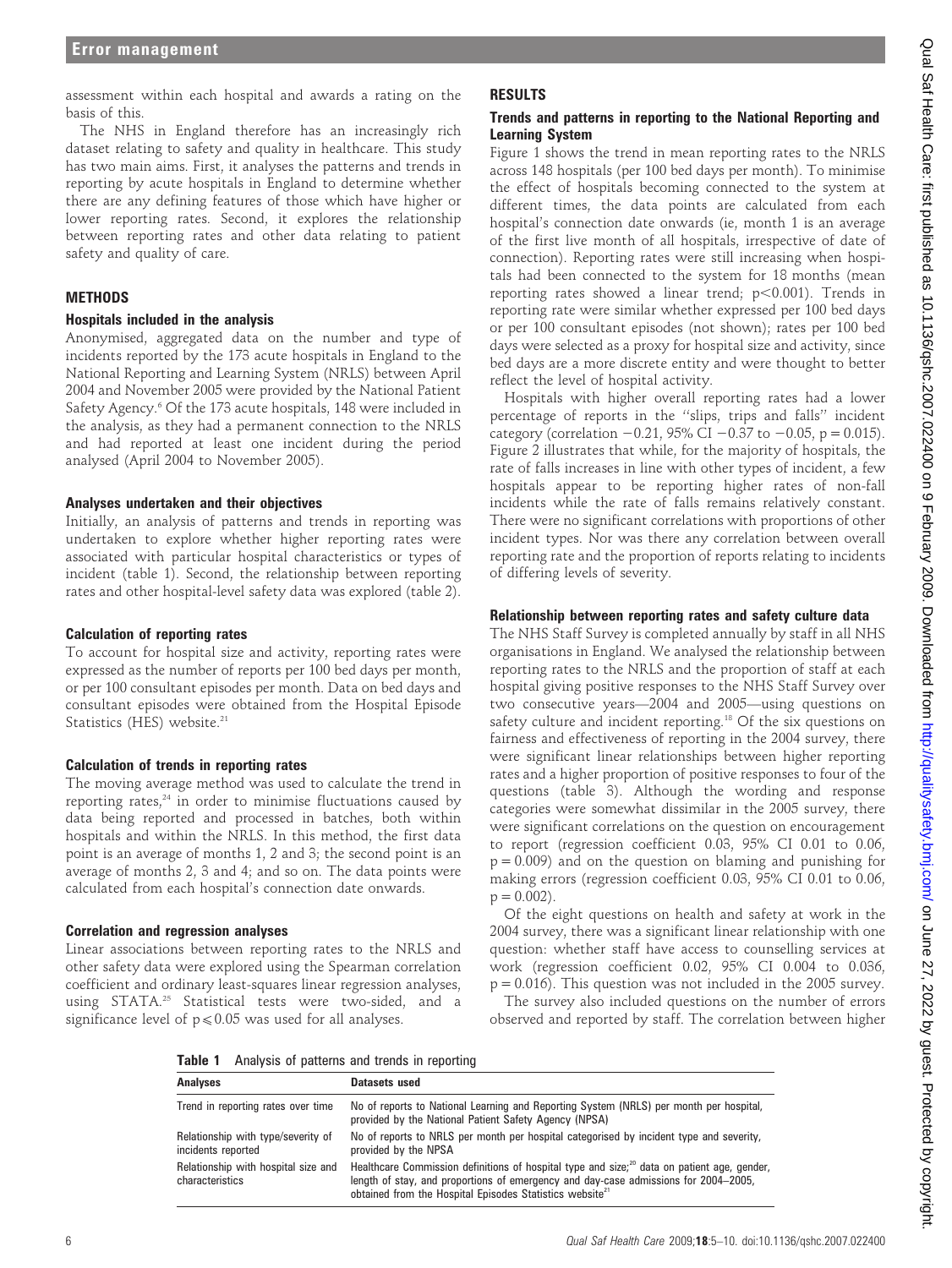assessment within each hospital and awards a rating on the basis of this.

The NHS in England therefore has an increasingly rich dataset relating to safety and quality in healthcare. This study has two main aims. First, it analyses the patterns and trends in reporting by acute hospitals in England to determine whether there are any defining features of those which have higher or lower reporting rates. Second, it explores the relationship between reporting rates and other data relating to patient safety and quality of care.

## METHODS

### Hospitals included in the analysis

Anonymised, aggregated data on the number and type of incidents reported by the 173 acute hospitals in England to the National Reporting and Learning System (NRLS) between April 2004 and November 2005 were provided by the National Patient Safety Agency.[6] Of the 173 acute hospitals, 148 were included in the analysis, as they had a permanent connection to the NRLS and had reported at least one incident during the period analysed (April 2004 to November 2005).

### Analyses undertaken and their objectives

Initially, an analysis of patterns and trends in reporting was undertaken to explore whether higher reporting rates were associated with particular hospital characteristics or types of incident (table 1). Second, the relationship between reporting rates and other hospital-level safety data was explored (table 2).

### Calculation of reporting rates

To account for hospital size and activity, reporting rates were expressed as the number of reports per 100 bed days per month, or per 100 consultant episodes per month. Data on bed days and consultant episodes were obtained from the Hospital Episode Statistics (HES) website.[21]

### Calculation of trends in reporting rates

The moving average method was used to calculate the trend in reporting rates,[24] in order to minimise fluctuations caused by data being reported and processed in batches, both within hospitals and within the NRLS. In this method, the first data point is an average of months 1, 2 and 3; the second point is an average of months 2, 3 and 4; and so on. The data points were calculated from each hospital's connection date onwards.

### Correlation and regression analyses

Linear associations between reporting rates to the NRLS and other safety data were explored using the Spearman correlation coefficient and ordinary least-squares linear regression analyses, using STATA.[25] Statistical tests were two-sided, and a significance level of $p \leqslant 0.05$ was used for all analyses.

## RESULTS

### Trends and patterns in reporting to the National Reporting and Learning System

Figure 1 shows the trend in mean reporting rates to the NRLS across 148 hospitals (per 100 bed days per month). To minimise the effect of hospitals becoming connected to the system at different times, the data points are calculated from each hospital's connection date onwards (ie, month 1 is an average of the first live month of all hospitals, irrespective of date of connection). Reporting rates were still increasing when hospitals had been connected to the system for 18 months (mean reporting rates showed a linear trend; $p<0.001$). Trends in reporting rate were similar whether expressed per 100 bed days or per 100 consultant episodes (not shown); rates per 100 bed days were selected as a proxy for hospital size and activity, since bed days are a more discrete entity and were thought to better reflect the level of hospital activity.

Hospitals with higher overall reporting rates had a lower percentage of reports in the "slips, trips and falls" incident category (correlation −0.21, 95% CI −0.37 to −0.05, p = 0.015). Figure 2 illustrates that while, for the majority of hospitals, the rate of falls increases in line with other types of incident, a few hospitals appear to be reporting higher rates of non-fall incidents while the rate of falls remains relatively constant. There were no significant correlations with proportions of other incident types. Nor was there any correlation between overall reporting rate and the proportion of reports relating to incidents of differing levels of severity.

### Relationship between reporting rates and safety culture data

The NHS Staff Survey is completed annually by staff in all NHS organisations in England. We analysed the relationship between reporting rates to the NRLS and the proportion of staff at each hospital giving positive responses to the NHS Staff Survey over two consecutive years—2004 and 2005—using questions on safety culture and incident reporting.[18] Of the six questions on fairness and effectiveness of reporting in the 2004 survey, there were significant linear relationships between higher reporting rates and a higher proportion of positive responses to four of the questions (table 3). Although the wording and response categories were somewhat dissimilar in the 2005 survey, there were significant correlations on the question on encouragement to report (regression coefficient 0.03, 95% CI 0.01 to 0.06, p = 0.009) and on the question on blaming and punishing for making errors (regression coefficient 0.03, 95% CI 0.01 to 0.06, p = 0.002).

Of the eight questions on health and safety at work in the 2004 survey, there was a significant linear relationship with one question: whether staff have access to counselling services at work (regression coefficient 0.02, 95% CI 0.004 to 0.036, p = 0.016). This question was not included in the 2005 survey.

The survey also included questions on the number of errors observed and reported by staff. The correlation between higher

**Table 1** Analysis of patterns and trends in reporting

| Analyses | Datasets used |
|---|---|
| Trend in reporting rates over time | No of reports to National Learning and Reporting System (NRLS) per month per hospital, provided by the National Patient Safety Agency (NPSA) |
| Relationship with type/severity of incidents reported | No of reports to NRLS per month per hospital categorised by incident type and severity, provided by the NPSA |
| Relationship with hospital size and characteristics | Healthcare Commission definitions of hospital type and size;[20] data on patient age, gender, length of stay, and proportions of emergency and day-case admissions for 2004–2005, obtained from the Hospital Episodes Statistics website[21] |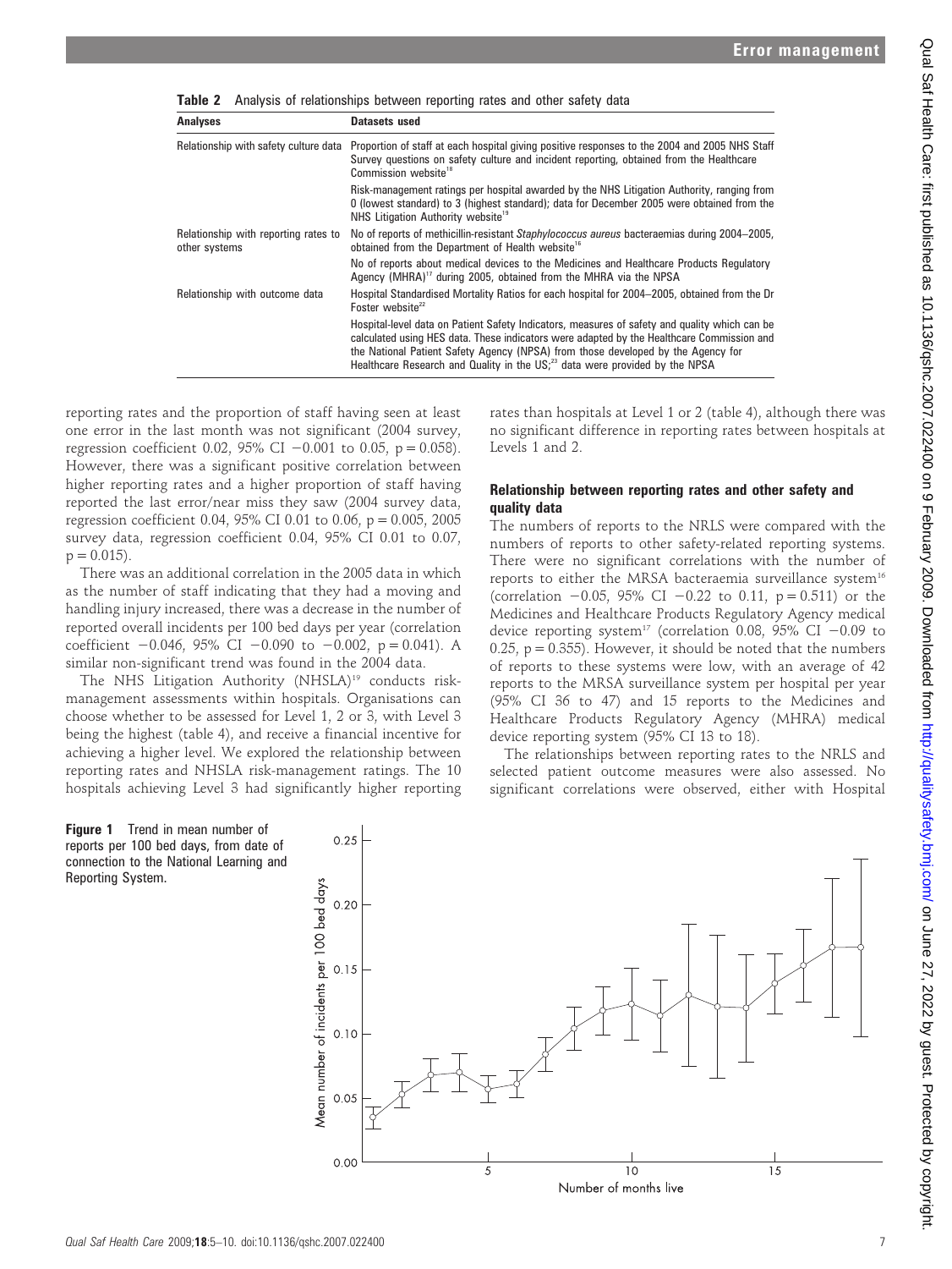**Table 2** Analysis of relationships between reporting rates and other safety data

| Analyses | Datasets used |
|---|---|
| Relationship with safety culture data | Proportion of staff at each hospital giving positive responses to the 2004 and 2005 NHS Staff Survey questions on safety culture and incident reporting, obtained from the Healthcare Commission website[18] |
| | Risk-management ratings per hospital awarded by the NHS Litigation Authority, ranging from 0 (lowest standard) to 3 (highest standard); data for December 2005 were obtained from the NHS Litigation Authority website[19] |
| Relationship with reporting rates to other systems | No of reports of methicillin-resistant *Staphylococcus aureus* bacteraemias during 2004–2005, obtained from the Department of Health website[16] |
| | No of reports about medical devices to the Medicines and Healthcare Products Regulatory Agency (MHRA)[17] during 2005, obtained from the MHRA via the NPSA |
| Relationship with outcome data | Hospital Standardised Mortality Ratios for each hospital for 2004–2005, obtained from the Dr Foster website[22] |
| | Hospital-level data on Patient Safety Indicators, measures of safety and quality which can be calculated using HES data. These indicators were adapted by the Healthcare Commission and the National Patient Safety Agency (NPSA) from those developed by the Agency for Healthcare Research and Quality in the US;[23] data were provided by the NPSA |

reporting rates and the proportion of staff having seen at least one error in the last month was not significant (2004 survey, regression coefficient 0.02, 95% CI −0.001 to 0.05, p = 0.058). However, there was a significant positive correlation between higher reporting rates and a higher proportion of staff having reported the last error/near miss they saw (2004 survey data, regression coefficient 0.04, 95% CI 0.01 to 0.06, p = 0.005, 2005 survey data, regression coefficient 0.04, 95% CI 0.01 to 0.07, p = 0.015).

There was an additional correlation in the 2005 data in which as the number of staff indicating that they had a moving and handling injury increased, there was a decrease in the number of reported overall incidents per 100 bed days per year (correlation coefficient −0.046, 95% CI −0.090 to −0.002, p = 0.041). A similar non-significant trend was found in the 2004 data.

The NHS Litigation Authority (NHSLA)[19] conducts risk-management assessments within hospitals. Organisations can choose whether to be assessed for Level 1, 2 or 3, with Level 3 being the highest (table 4), and receive a financial incentive for achieving a higher level. We explored the relationship between reporting rates and NHSLA risk-management ratings. The 10 hospitals achieving Level 3 had significantly higher reporting rates than hospitals at Level 1 or 2 (table 4), although there was no significant difference in reporting rates between hospitals at Levels 1 and 2.

### Relationship between reporting rates and other safety and quality data

The numbers of reports to the NRLS were compared with the numbers of reports to other safety-related reporting systems. There were no significant correlations with the number of reports to either the MRSA bacteraemia surveillance system[16] (correlation −0.05, 95% CI −0.22 to 0.11, p = 0.511) or the Medicines and Healthcare Products Regulatory Agency medical device reporting system[17] (correlation 0.08, 95% CI −0.09 to 0.25, p = 0.355). However, it should be noted that the numbers of reports to these systems were low, with an average of 42 reports to the MRSA surveillance system per hospital per year (95% CI 36 to 47) and 15 reports to the Medicines and Healthcare Products Regulatory Agency (MHRA) medical device reporting system (95% CI 13 to 18).

The relationships between reporting rates to the NRLS and selected patient outcome measures were also assessed. No significant correlations were observed, either with Hospital

**Figure 1** Trend in mean number of reports per 100 bed days, from date of connection to the National Learning and Reporting System.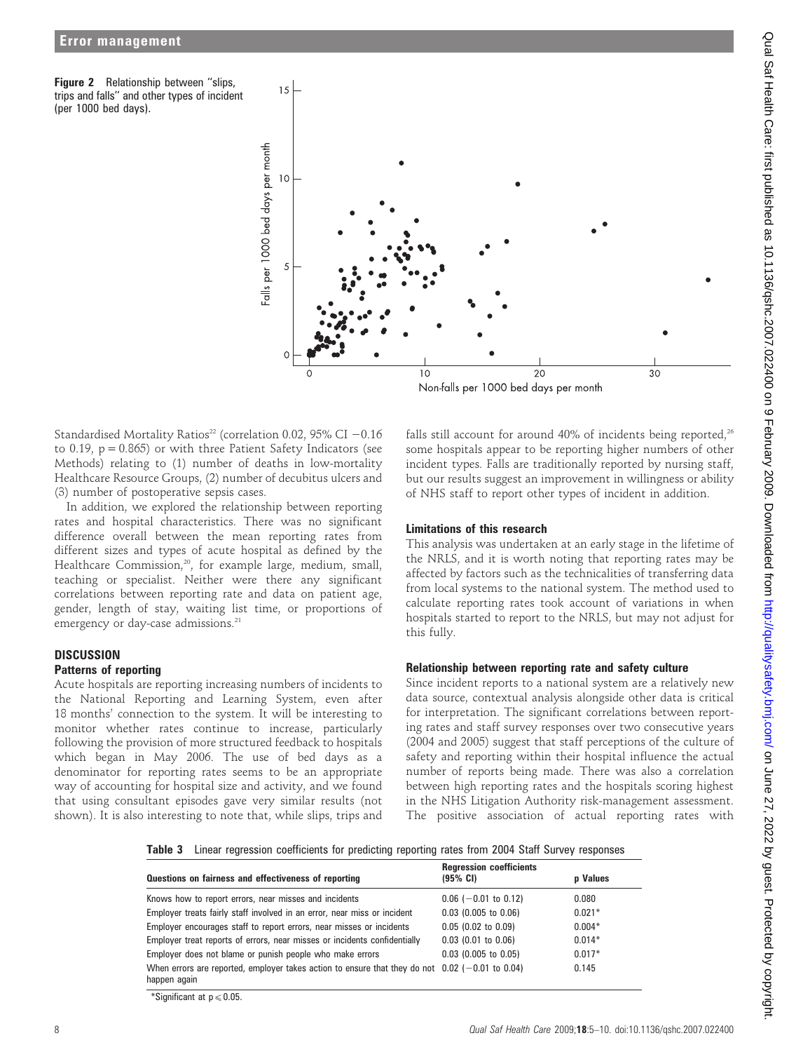**Figure 2** Relationship between "slips, trips and falls" and other types of incident (per 1000 bed days).

Standardised Mortality Ratios[22] (correlation 0.02, 95% CI −0.16 to 0.19, p = 0.865) or with three Patient Safety Indicators (see Methods) relating to (1) number of deaths in low-mortality Healthcare Resource Groups, (2) number of decubitus ulcers and (3) number of postoperative sepsis cases.

In addition, we explored the relationship between reporting rates and hospital characteristics. There was no significant difference overall between the mean reporting rates from different sizes and types of acute hospital as defined by the Healthcare Commission,[20], for example large, medium, small, teaching or specialist. Neither were there any significant correlations between reporting rate and data on patient age, gender, length of stay, waiting list time, or proportions of emergency or day-case admissions.[21]

## DISCUSSION

### Patterns of reporting

Acute hospitals are reporting increasing numbers of incidents to the National Reporting and Learning System, even after 18 months' connection to the system. It will be interesting to monitor whether rates continue to increase, particularly following the provision of more structured feedback to hospitals which began in May 2006. The use of bed days as a denominator for reporting rates seems to be an appropriate way of accounting for hospital size and activity, and we found that using consultant episodes gave very similar results (not shown). It is also interesting to note that, while slips, trips and falls still account for around 40% of incidents being reported,[26] some hospitals appear to be reporting higher numbers of other incident types. Falls are traditionally reported by nursing staff, but our results suggest an improvement in willingness or ability of NHS staff to report other types of incident in addition.

### Limitations of this research

This analysis was undertaken at an early stage in the lifetime of the NRLS, and it is worth noting that reporting rates may be affected by factors such as the technicalities of transferring data from local systems to the national system. The method used to calculate reporting rates took account of variations in when hospitals started to report to the NRLS, but may not adjust for this fully.

### Relationship between reporting rate and safety culture

Since incident reports to a national system are a relatively new data source, contextual analysis alongside other data is critical for interpretation. The significant correlations between reporting rates and staff survey responses over two consecutive years (2004 and 2005) suggest that staff perceptions of the culture of safety and reporting within their hospital influence the actual number of reports being made. There was also a correlation between high reporting rates and the hospitals scoring highest in the NHS Litigation Authority risk-management assessment. The positive association of actual reporting rates with

**Table 3** Linear regression coefficients for predicting reporting rates from 2004 Staff Survey responses

| Questions on fairness and effectiveness of reporting | Regression coefficients (95% CI) | p Values |
|---|---|---|
| Knows how to report errors, near misses and incidents | 0.06 (−0.01 to 0.12) | 0.080 |
| Employer treats fairly staff involved in an error, near miss or incident | 0.03 (0.005 to 0.06) | 0.021* |
| Employer encourages staff to report errors, near misses or incidents | 0.05 (0.02 to 0.09) | 0.004* |
| Employer treat reports of errors, near misses or incidents confidentially | 0.03 (0.01 to 0.06) | 0.014* |
| Employer does not blame or punish people who make errors | 0.03 (0.005 to 0.05) | 0.017* |
| When errors are reported, employer takes action to ensure that they do not happen again | 0.02 (−0.01 to 0.04) | 0.145 |

*Significant at $p \leq 0.05$.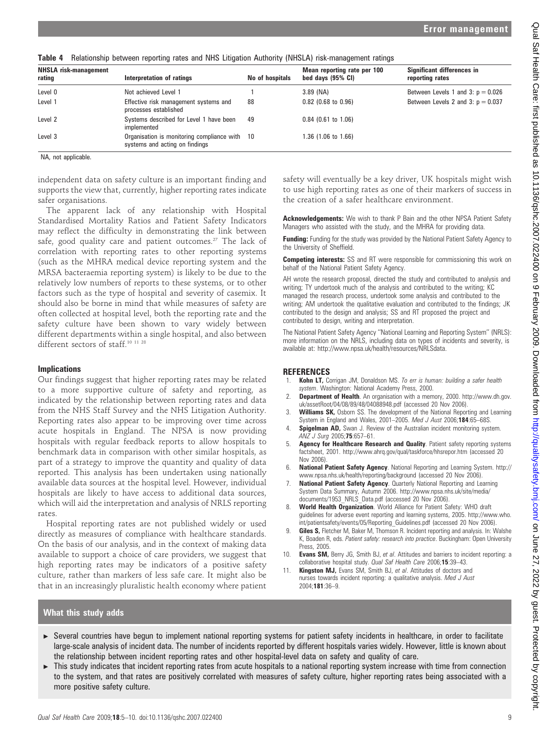**Table 4** Relationship between reporting rates and NHS Litigation Authority (NHSLA) risk-management ratings

| NHSLA risk-management rating | Interpretation of ratings | No of hospitals | Mean reporting rate per 100 bed days (95% CI) | Significant differences in reporting rates |
|---|---|---|---|---|
| Level 0 | Not achieved Level 1 | 1 | 3.89 (NA) | Between Levels 1 and 3: p = 0.026 |
| Level 1 | Effective risk management systems and processes established | 88 | 0.82 (0.68 to 0.96) | Between Levels 2 and 3: p = 0.037 |
| Level 2 | Systems described for Level 1 have been implemented | 49 | 0.84 (0.61 to 1.06) | |
| Level 3 | Organisation is monitoring compliance with systems and acting on findings | 10 | 1.36 (1.06 to 1.66) | |

NA, not applicable.

independent data on safety culture is an important finding and supports the view that, currently, higher reporting rates indicate safer organisations.

The apparent lack of any relationship with Hospital Standardised Mortality Ratios and Patient Safety Indicators may reflect the difficulty in demonstrating the link between safe, good quality care and patient outcomes.[27] The lack of correlation with reporting rates to other reporting systems (such as the MHRA medical device reporting system and the MRSA bacteraemia reporting system) is likely to be due to the relatively low numbers of reports to these systems, or to other factors such as the type of hospital and severity of casemix. It should also be borne in mind that while measures of safety are often collected at hospital level, both the reporting rate and the safety culture have been shown to vary widely between different departments within a single hospital, and also between different sectors of staff.[10 11 28]

### Implications

Our findings suggest that higher reporting rates may be related to a more supportive culture of safety and reporting, as indicated by the relationship between reporting rates and data from the NHS Staff Survey and the NHS Litigation Authority. Reporting rates also appear to be improving over time across acute hospitals in England. The NPSA is now providing hospitals with regular feedback reports to allow hospitals to benchmark data in comparison with other similar hospitals, as part of a strategy to improve the quantity and quality of data reported. This analysis has been undertaken using nationally available data sources at the hospital level. However, individual hospitals are likely to have access to additional data sources, which will aid the interpretation and analysis of NRLS reporting rates.

Hospital reporting rates are not published widely or used directly as measures of compliance with healthcare standards. On the basis of our analysis, and in the context of making data available to support a choice of care providers, we suggest that high reporting rates may be indicators of a positive safety culture, rather than markers of less safe care. It might also be that in an increasingly pluralistic health economy where patient safety will eventually be a key driver, UK hospitals might wish to use high reporting rates as one of their markers of success in the creation of a safer healthcare environment.

**Acknowledgements:** We wish to thank P Bain and the other NPSA Patient Safety Managers who assisted with the study, and the MHRA for providing data.

**Funding:** Funding for the study was provided by the National Patient Safety Agency to the University of Sheffield.

**Competing interests:** SS and RT were responsible for commissioning this work on behalf of the National Patient Safety Agency.

AH wrote the research proposal, directed the study and contributed to analysis and writing; TY undertook much of the analysis and contributed to the writing; KC managed the research process, undertook some analysis and contributed to the writing; AM undertook the qualitative evaluation and contributed to the findings; JK contributed to the design and analysis; SS and RT proposed the project and contributed to design, writing and interpretation.

The National Patient Safety Agency "National Learning and Reporting System" (NRLS): more information on the NRLS, including data on types of incidents and severity, is available at: http://www.npsa.uk/health/resources/NRLSdata.

## REFERENCES

1. **Kohn LT,** Corrigan JM, Donaldson MS. *To err is human: building a safer health system*. Washington: National Academy Press, 2000.
2. **Department of Health**. An organisation with a memory, 2000. http://www.dh.gov.uk/assetRoot/04/08/89/48/04088948.pdf (accessed 20 Nov 2006).
3. **Williams SK,** Osborn SS. The development of the National Reporting and Learning System in England and Wales, 2001–2005. *Med J Aust* 2006;**184**:65–68S.
4. **Spigelman AD,** Swan J. Review of the Australian incident monitoring system. *ANZ J Surg* 2005;**75**:657–61.
5. **Agency for Healthcare Research and Quality**. Patient safety reporting systems factsheet, 2001. http://www.ahrq.gov/qual/taskforce/hhsrepor.htm (accessed 20 Nov 2006).
6. **National Patient Safety Agency**. National Reporting and Learning System. http://www.npsa.nhs.uk/health/reporting/background (accessed 20 Nov 2006).
7. **National Patient Safety Agency**. Quarterly National Reporting and Learning System Data Summary, Autumn 2006. http://www.npsa.nhs.uk/site/media/documents/1953_NRLS_Data.pdf (accessed 20 Nov 2006).
8. **World Health Organization**. World Alliance for Patient Safety: WHO draft guidelines for adverse event reporting and learning systems, 2005. http://www.who.int/patientsafety/events/05/Reporting_Guidelines.pdf (accessed 20 Nov 2006).
9. **Giles S,** Fletcher M, Baker M, Thomson R. Incident reporting and analysis. In: Walshe K, Boaden R, eds. *Patient safety: research into practice*. Buckingham: Open University Press, 2005.
10. **Evans SM,** Berry JG, Smith BJ, *et al*. Attitudes and barriers to incident reporting: a collaborative hospital study. *Qual Saf Health Care* 2006;**15**:39–43.
11. **Kingston MJ,** Evans SM, Smith BJ, *et al*. Attitudes of doctors and nurses towards incident reporting: a qualitative analysis. *Med J Aust* 2004;**181**:36–9.

### What this study adds

- Several countries have begun to implement national reporting systems for patient safety incidents in healthcare, in order to facilitate large-scale analysis of incident data. The number of incidents reported by different hospitals varies widely. However, little is known about the relationship between incident reporting rates and other hospital-level data on safety and quality of care.
- This study indicates that incident reporting rates from acute hospitals to a national reporting system increase with time from connection to the system, and that rates are positively correlated with measures of safety culture, higher reporting rates being associated with a more positive safety culture.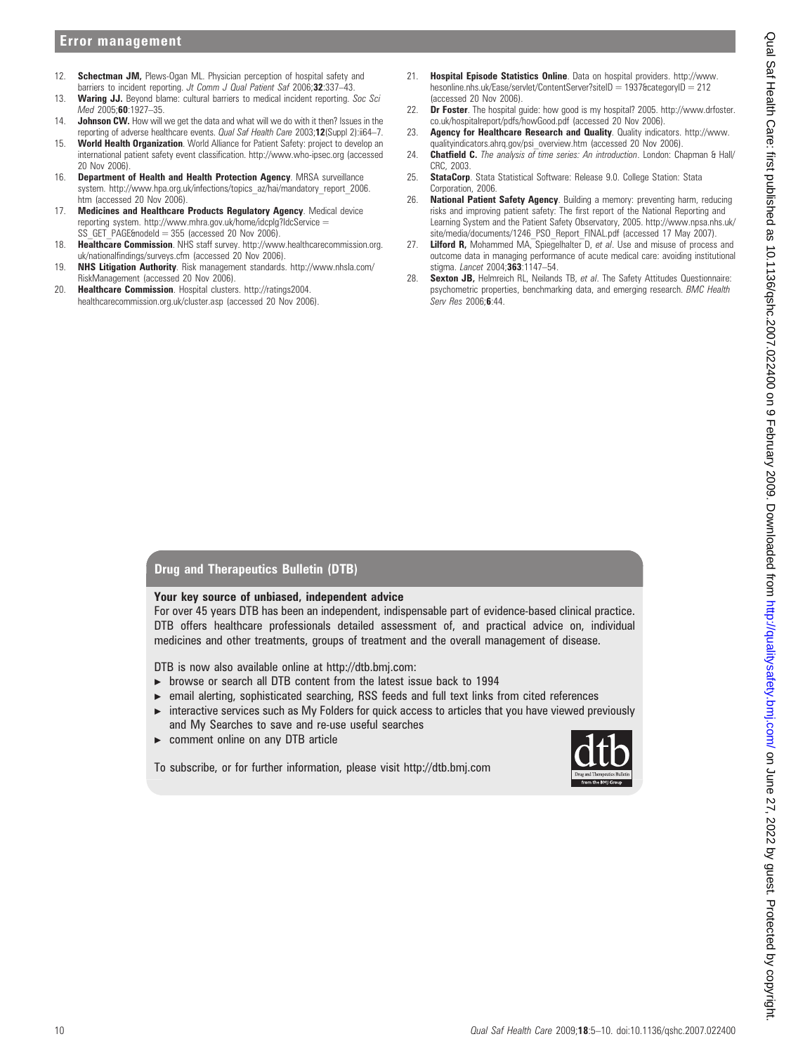12. **Schectman JM,** Plews-Ogan ML. Physician perception of hospital safety and barriers to incident reporting. *Jt Comm J Qual Patient Saf* 2006;**32**:337–43.
13. **Waring JJ.** Beyond blame: cultural barriers to medical incident reporting. *Soc Sci Med* 2005;**60**:1927–35.
14. **Johnson CW.** How will we get the data and what will we do with it then? Issues in the reporting of adverse healthcare events. *Qual Saf Health Care* 2003;**12**(Suppl 2):ii64–7.
15. **World Health Organization**. World Alliance for Patient Safety: project to develop an international patient safety event classification. http://www.who-ipsec.org (accessed 20 Nov 2006).
16. **Department of Health and Health Protection Agency**. MRSA surveillance system. http://www.hpa.org.uk/infections/topics_az/hai/mandatory_report_2006.htm (accessed 20 Nov 2006).
17. **Medicines and Healthcare Products Regulatory Agency**. Medical device reporting system. http://www.mhra.gov.uk/home/idcplg?IdcService = SS_GET_PAGE&nodeId = 355 (accessed 20 Nov 2006).
18. **Healthcare Commission**. NHS staff survey. http://www.healthcarecommission.org.uk/nationalfindings/surveys.cfm (accessed 20 Nov 2006).
19. **NHS Litigation Authority**. Risk management standards. http://www.nhsla.com/RiskManagement (accessed 20 Nov 2006).
20. **Healthcare Commission**. Hospital clusters. http://ratings2004.healthcarecommission.org.uk/cluster.asp (accessed 20 Nov 2006).
21. **Hospital Episode Statistics Online**. Data on hospital providers. http://www.hesonline.nhs.uk/Ease/servlet/ContentServer?siteID = 1937&categoryID = 212 (accessed 20 Nov 2006).
22. **Dr Foster**. The hospital guide: how good is my hospital? 2005. http://www.drfoster.co.uk/hospitalreport/pdfs/howGood.pdf (accessed 20 Nov 2006).
23. **Agency for Healthcare Research and Quality**. Quality indicators. http://www.qualityindicators.ahrq.gov/psi_overview.htm (accessed 20 Nov 2006).
24. **Chatfield C.** *The analysis of time series: An introduction*. London: Chapman & Hall/CRC, 2003.
25. **StataCorp**. Stata Statistical Software: Release 9.0. College Station: Stata Corporation, 2006.
26. **National Patient Safety Agency**. Building a memory: preventing harm, reducing risks and improving patient safety: The first report of the National Reporting and Learning System and the Patient Safety Observatory, 2005. http://www.npsa.nhs.uk/site/media/documents/1246_PSO_Report_FINAL.pdf (accessed 17 May 2007).
27. **Lilford R,** Mohammed MA, Spiegelhalter D, *et al*. Use and misuse of process and outcome data in managing performance of acute medical care: avoiding institutional stigma. *Lancet* 2004;**363**:1147–54.
28. **Sexton JB,** Helmreich RL, Neilands TB, *et al*. The Safety Attitudes Questionnaire: psychometric properties, benchmarking data, and emerging research. *BMC Health Serv Res* 2006;**6**:44.

## Drug and Therapeutics Bulletin (DTB)

**Your key source of unbiased, independent advice**

For over 45 years DTB has been an independent, indispensable part of evidence-based clinical practice. DTB offers healthcare professionals detailed assessment of, and practical advice on, individual medicines and other treatments, groups of treatment and the overall management of disease.

DTB is now also available online at http://dtb.bmj.com:

- browse or search all DTB content from the latest issue back to 1994
- email alerting, sophisticated searching, RSS feeds and full text links from cited references
- interactive services such as My Folders for quick access to articles that you have viewed previously and My Searches to save and re-use useful searches
- comment online on any DTB article

To subscribe, or for further information, please visit http://dtb.bmj.com